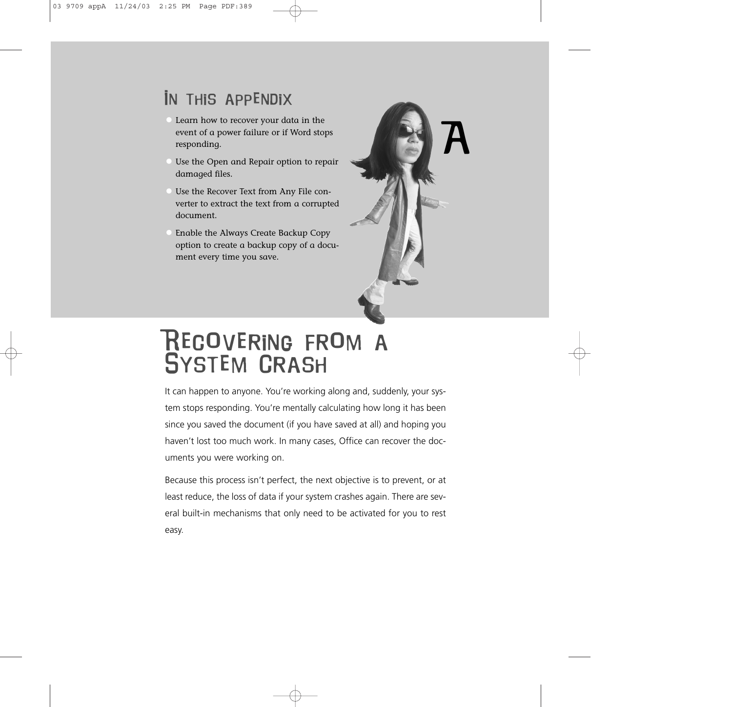## In This Appendix

- Learn how to recover your data in the event of a power failure or if Word stops responding.
- Use the Open and Repair option to repair damaged files.
- Use the Recover Text from Any File converter to extract the text from a corrupted document.
- Enable the Always Create Backup Copy option to create a backup copy of a document every time you save.

A

# Recovering from a System Crash

It can happen to anyone. You're working along and, suddenly, your system stops responding. You're mentally calculating how long it has been since you saved the document (if you have saved at all) and hoping you haven't lost too much work. In many cases, Office can recover the documents you were working on.

Because this process isn't perfect, the next objective is to prevent, or at least reduce, the loss of data if your system crashes again. There are several built-in mechanisms that only need to be activated for you to rest easy.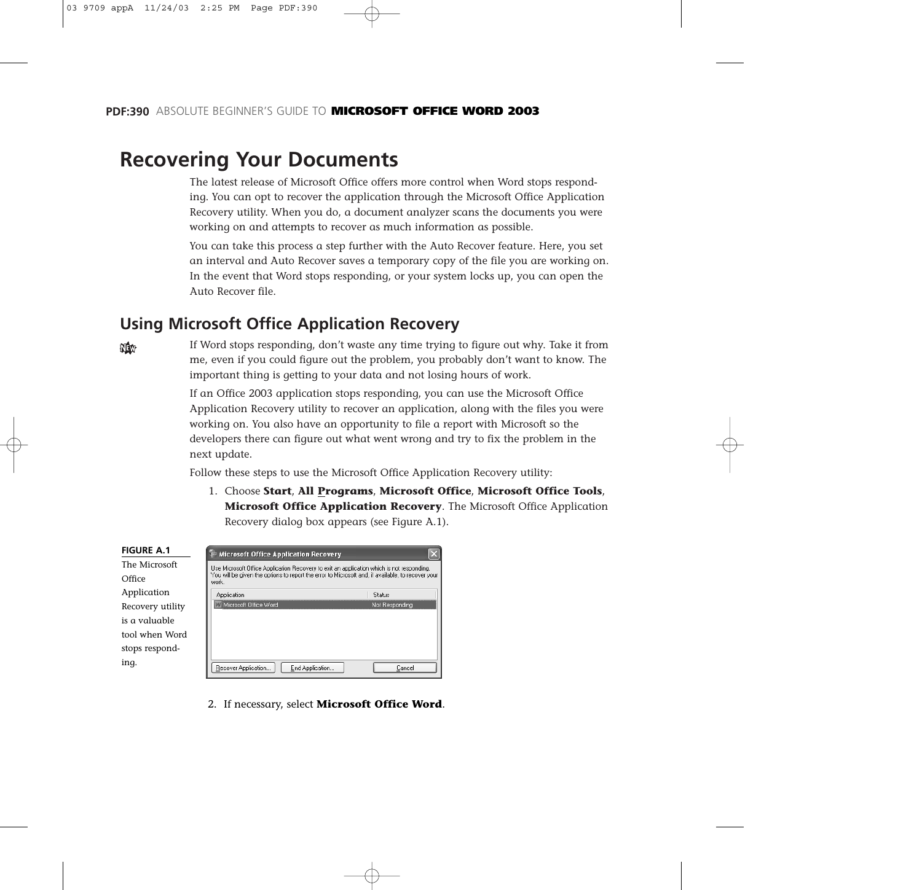# Recovering Your Documents

The latest release of Microsoft Office offers more control when Word stops responding. You can opt to recover the application through the Microsoft Office Application Recovery utility. When you do, a document analyzer scans the documents you were working on and attempts to recover as much information as possible.

You can take this process a step further with the Auto Recover feature. Here, you set an interval and Auto Recover saves a temporary copy of the file you are working on. In the event that Word stops responding, or your system locks up, you can open the Auto Recover file.

## Using Microsoft Office Application Recovery

If Word stops responding, don't waste any time trying to figure out why. Take it from me, even if you could figure out the problem, you probably don't want to know. The important thing is getting to your data and not losing hours of work.

If an Office 2003 application stops responding, you can use the Microsoft Office Application Recovery utility to recover an application, along with the files you were working on. You also have an opportunity to file a report with Microsoft so the developers there can figure out what went wrong and try to fix the problem in the next update.

Follow these steps to use the Microsoft Office Application Recovery utility:

1. Choose **Start**, **All Programs**, **Microsoft Office**, **Microsoft Office Tools**, **Microsoft Office Application Recovery**. The Microsoft Office Application Recovery dialog box appears (see Figure A.1).

**FIGURE A.1**
The Microsoft Office Application Recovery utility is a valuable tool when Word stops responding.

2. If necessary, select **Microsoft Office Word**.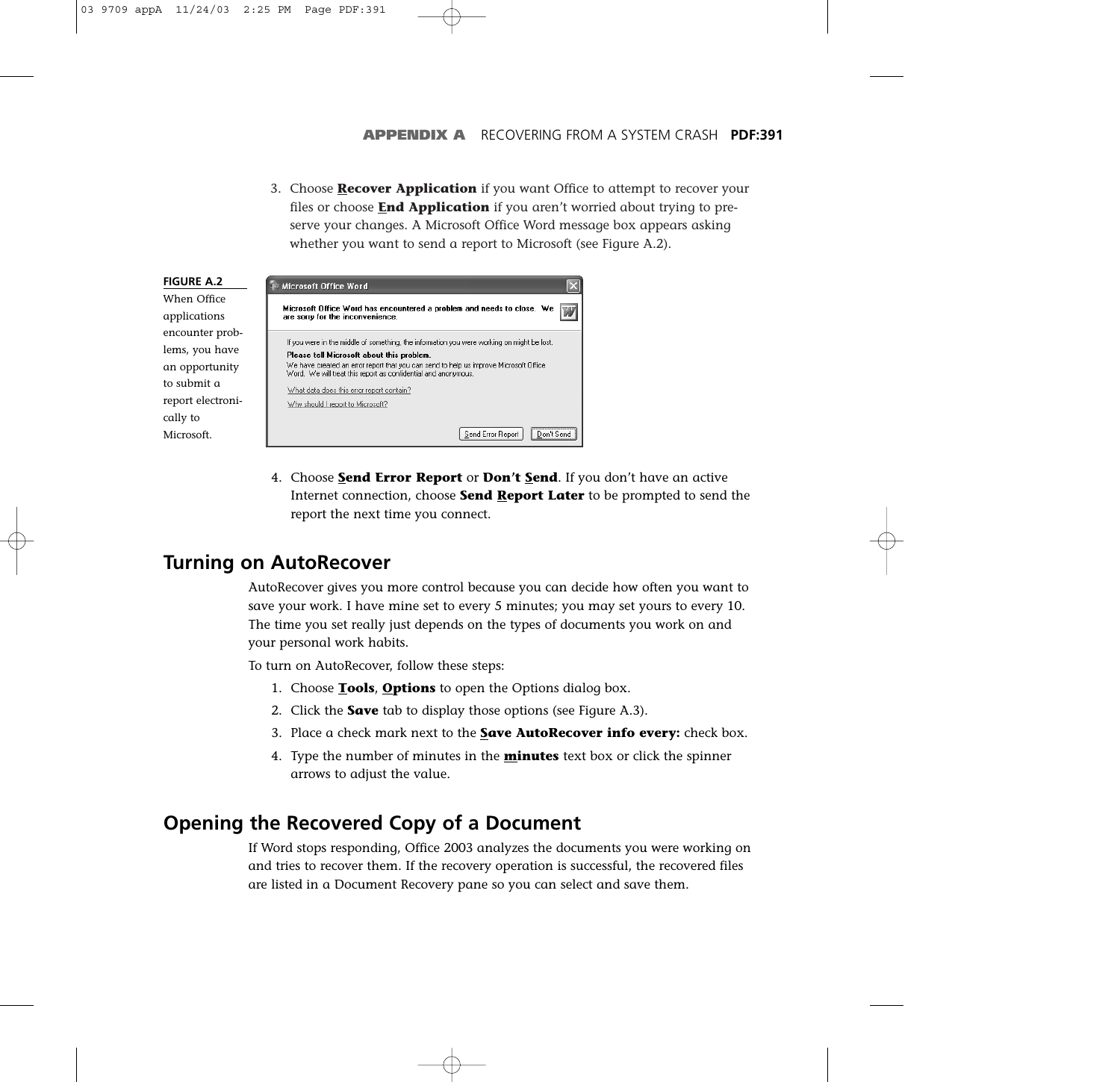3. Choose **Recover Application** if you want Office to attempt to recover your files or choose **End Application** if you aren't worried about trying to preserve your changes. A Microsoft Office Word message box appears asking whether you want to send a report to Microsoft (see Figure A.2).

**FIGURE A.2**
When Office applications encounter problems, you have an opportunity to submit a report electronically to Microsoft.

4. Choose **Send Error Report** or **Don't Send**. If you don't have an active Internet connection, choose **Send Report Later** to be prompted to send the report the next time you connect.

## Turning on AutoRecover

AutoRecover gives you more control because you can decide how often you want to save your work. I have mine set to every 5 minutes; you may set yours to every 10. The time you set really just depends on the types of documents you work on and your personal work habits.

To turn on AutoRecover, follow these steps:

1. Choose **Tools**, **Options** to open the Options dialog box.
2. Click the **Save** tab to display those options (see Figure A.3).
3. Place a check mark next to the **Save AutoRecover info every:** check box.
4. Type the number of minutes in the **minutes** text box or click the spinner arrows to adjust the value.

## Opening the Recovered Copy of a Document

If Word stops responding, Office 2003 analyzes the documents you were working on and tries to recover them. If the recovery operation is successful, the recovered files are listed in a Document Recovery pane so you can select and save them.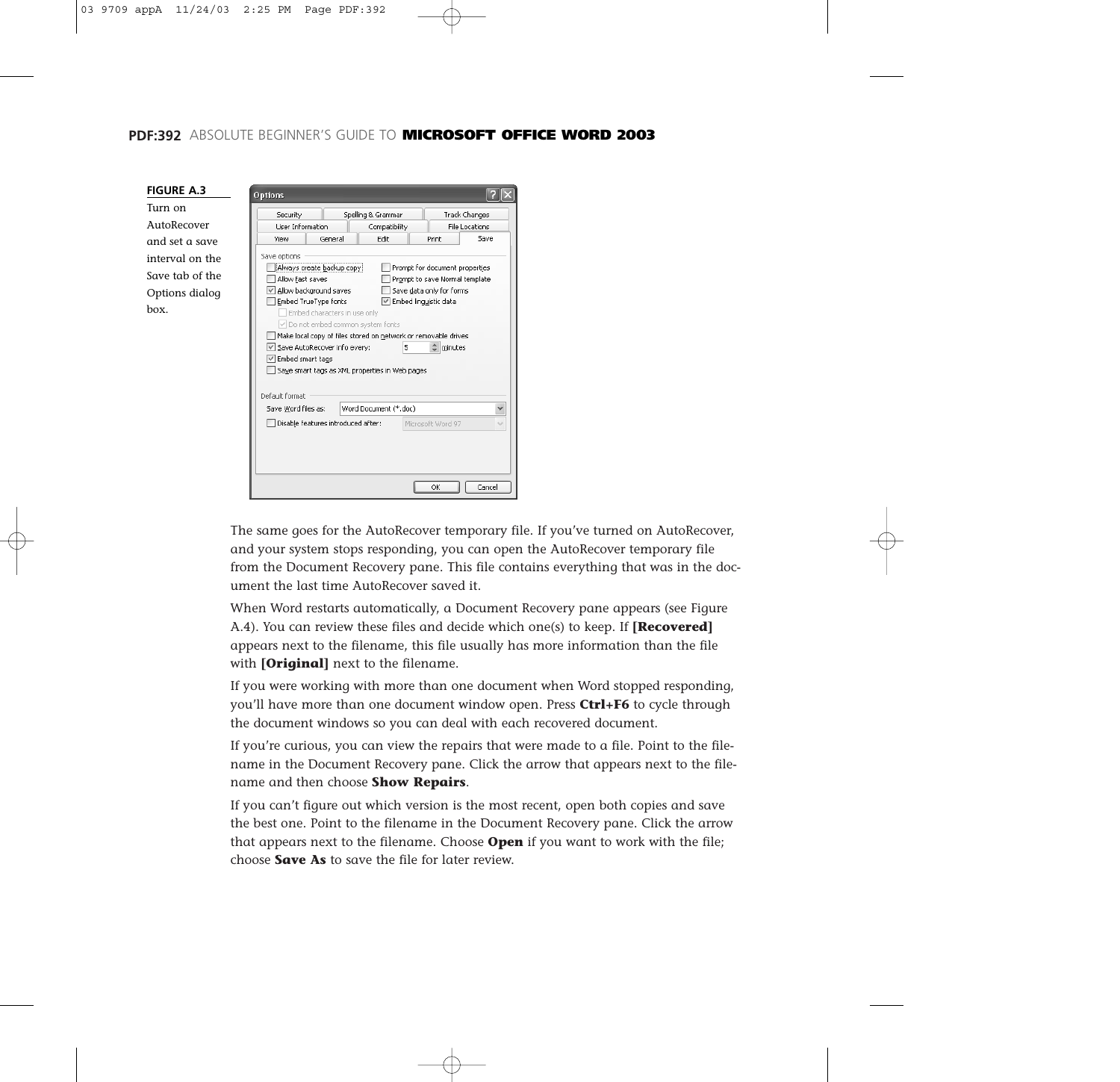**FIGURE A.3**
Turn on AutoRecover and set a save interval on the Save tab of the Options dialog box.

The same goes for the AutoRecover temporary file. If you've turned on AutoRecover, and your system stops responding, you can open the AutoRecover temporary file from the Document Recovery pane. This file contains everything that was in the document the last time AutoRecover saved it.

When Word restarts automatically, a Document Recovery pane appears (see Figure A.4). You can review these files and decide which one(s) to keep. If **[Recovered]** appears next to the filename, this file usually has more information than the file with **[Original]** next to the filename.

If you were working with more than one document when Word stopped responding, you'll have more than one document window open. Press **Ctrl+F6** to cycle through the document windows so you can deal with each recovered document.

If you're curious, you can view the repairs that were made to a file. Point to the filename in the Document Recovery pane. Click the arrow that appears next to the filename and then choose **Show Repairs**.

If you can't figure out which version is the most recent, open both copies and save the best one. Point to the filename in the Document Recovery pane. Click the arrow that appears next to the filename. Choose **Open** if you want to work with the file; choose **Save As** to save the file for later review.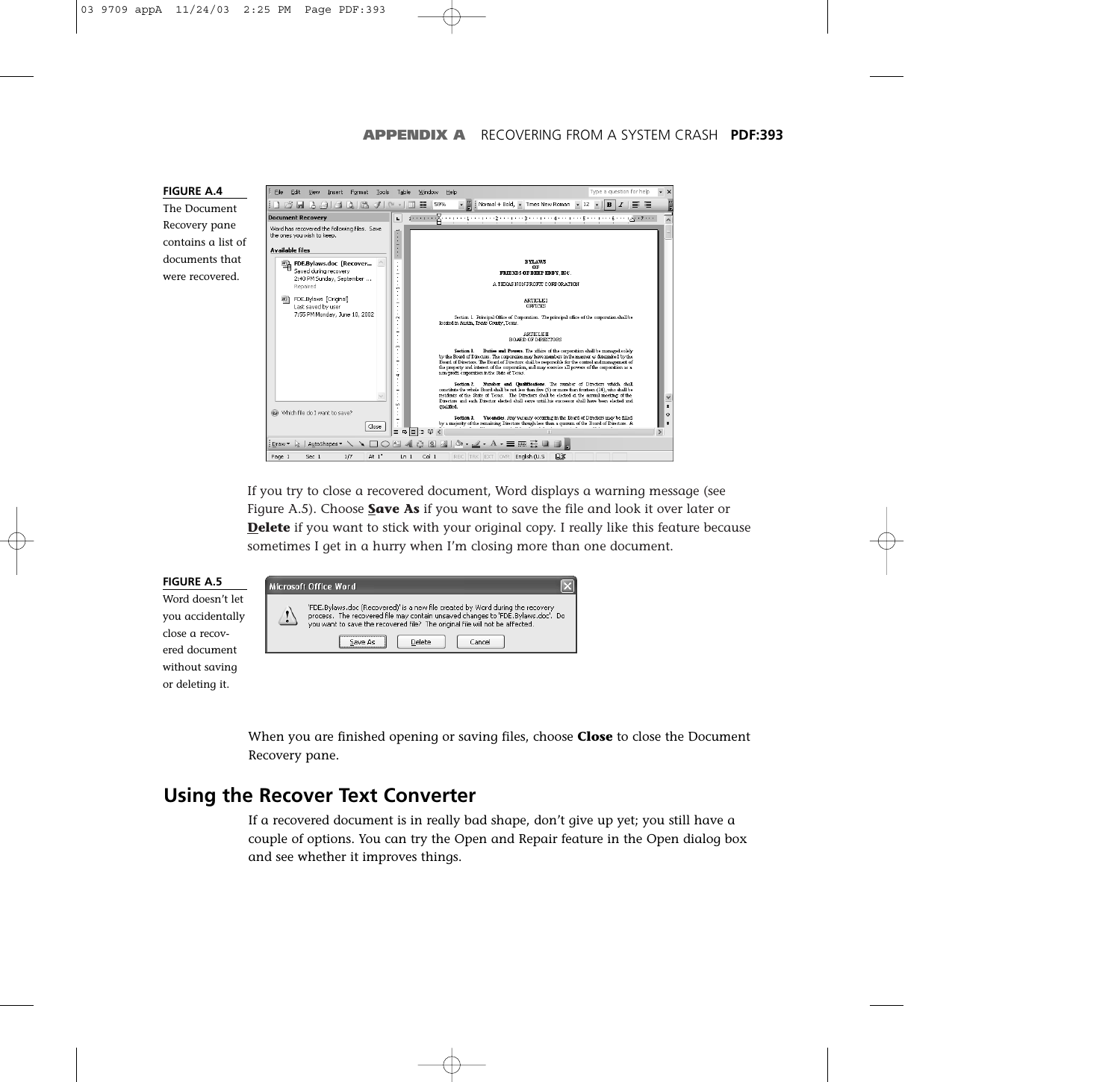**FIGURE A.4**
The Document Recovery pane contains a list of documents that were recovered.

If you try to close a recovered document, Word displays a warning message (see Figure A.5). Choose **Save As** if you want to save the file and look it over later or **Delete** if you want to stick with your original copy. I really like this feature because sometimes I get in a hurry when I'm closing more than one document.

**FIGURE A.5**
Word doesn't let you accidentally close a recovered document without saving or deleting it.

When you are finished opening or saving files, choose **Close** to close the Document Recovery pane.

## Using the Recover Text Converter

If a recovered document is in really bad shape, don't give up yet; you still have a couple of options. You can try the Open and Repair feature in the Open dialog box and see whether it improves things.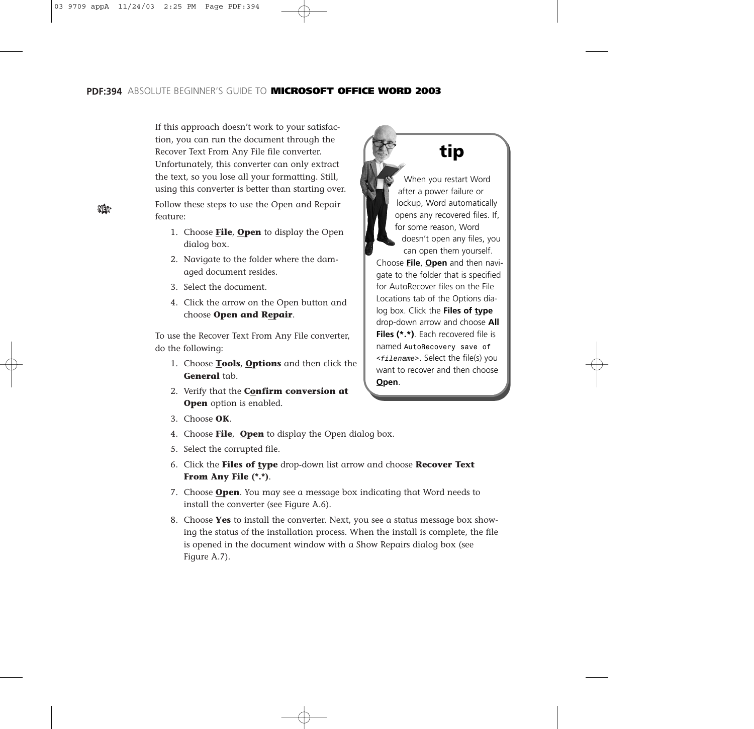If this approach doesn't work to your satisfaction, you can run the document through the Recover Text From Any File file converter. Unfortunately, this converter can only extract the text, so you lose all your formatting. Still, using this converter is better than starting over.

Follow these steps to use the Open and Repair feature:

1. Choose **File**, **Open** to display the Open dialog box.
2. Navigate to the folder where the damaged document resides.
3. Select the document.
4. Click the arrow on the Open button and choose **Open and Repair**.

> **tip**
>
> When you restart Word after a power failure or lockup, Word automatically opens any recovered files. If, for some reason, Word doesn't open any files, you can open them yourself. Choose **File**, **Open** and then navigate to the folder that is specified for AutoRecover files on the File Locations tab of the Options dialog box. Click the **Files of type** drop-down arrow and choose **All Files (*.*)**. Each recovered file is named `AutoRecovery save of <filename>`. Select the file(s) you want to recover and then choose **Open**.

To use the Recover Text From Any File converter, do the following:

1. Choose **Tools**, **Options** and then click the **General** tab.
2. Verify that the **Confirm conversion at Open** option is enabled.
3. Choose **OK**.
4. Choose **File**, **Open** to display the Open dialog box.
5. Select the corrupted file.
6. Click the **Files of type** drop-down list arrow and choose **Recover Text From Any File (*.*)**.
7. Choose **Open**. You may see a message box indicating that Word needs to install the converter (see Figure A.6).
8. Choose **Yes** to install the converter. Next, you see a status message box showing the status of the installation process. When the install is complete, the file is opened in the document window with a Show Repairs dialog box (see Figure A.7).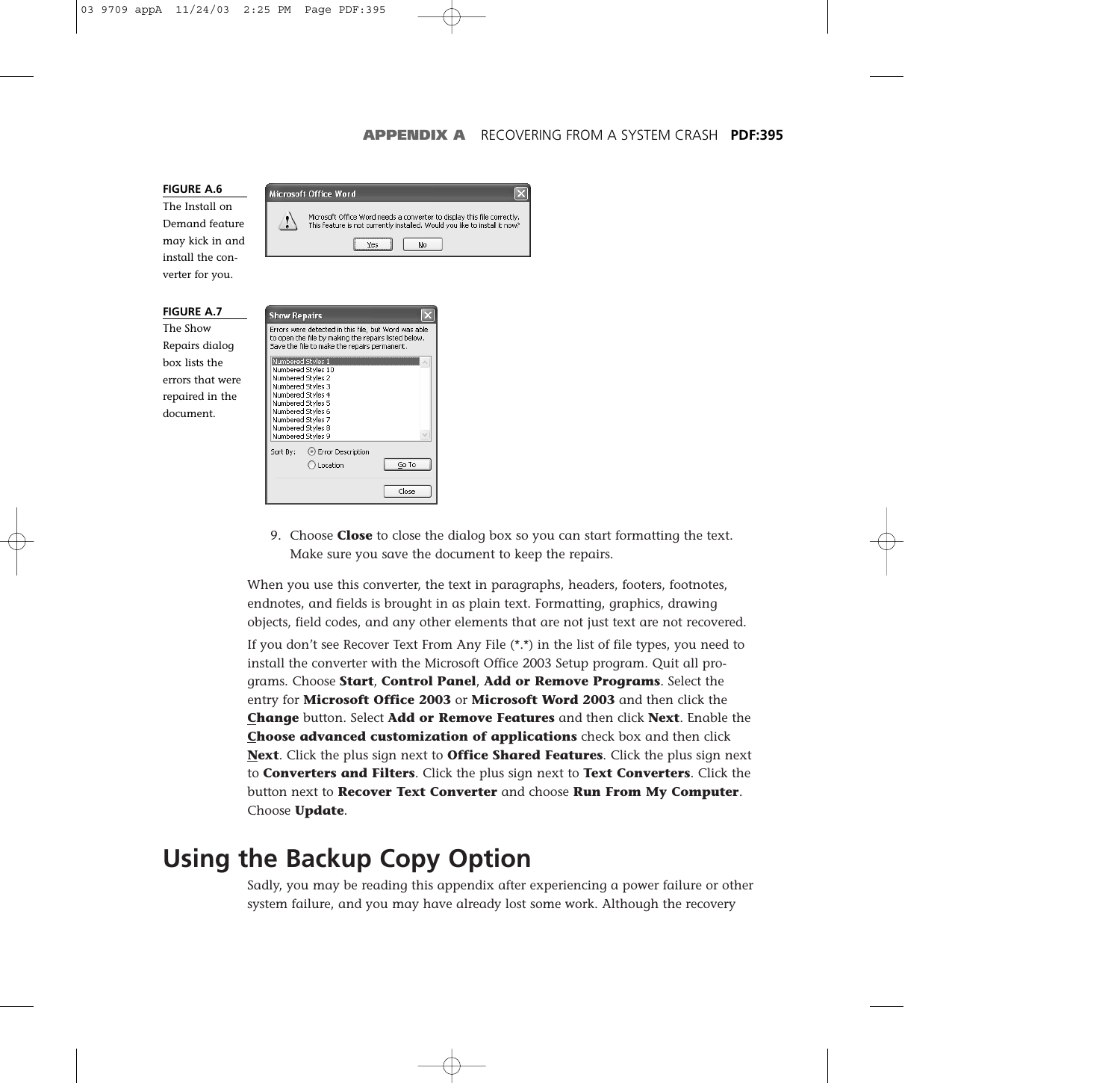**FIGURE A.6**
The Install on Demand feature may kick in and install the converter for you.

**FIGURE A.7**
The Show Repairs dialog box lists the errors that were repaired in the document.

9. Choose **Close** to close the dialog box so you can start formatting the text. Make sure you save the document to keep the repairs.

When you use this converter, the text in paragraphs, headers, footers, footnotes, endnotes, and fields is brought in as plain text. Formatting, graphics, drawing objects, field codes, and any other elements that are not just text are not recovered.

If you don't see Recover Text From Any File (*.*) in the list of file types, you need to install the converter with the Microsoft Office 2003 Setup program. Quit all programs. Choose **Start**, **Control Panel**, **Add or Remove Programs**. Select the entry for **Microsoft Office 2003** or **Microsoft Word 2003** and then click the **Change** button. Select **Add or Remove Features** and then click **Next**. Enable the **Choose advanced customization of applications** check box and then click **Next**. Click the plus sign next to **Office Shared Features**. Click the plus sign next to **Converters and Filters**. Click the plus sign next to **Text Converters**. Click the button next to **Recover Text Converter** and choose **Run From My Computer**. Choose **Update**.

## Using the Backup Copy Option

Sadly, you may be reading this appendix after experiencing a power failure or other system failure, and you may have already lost some work. Although the recovery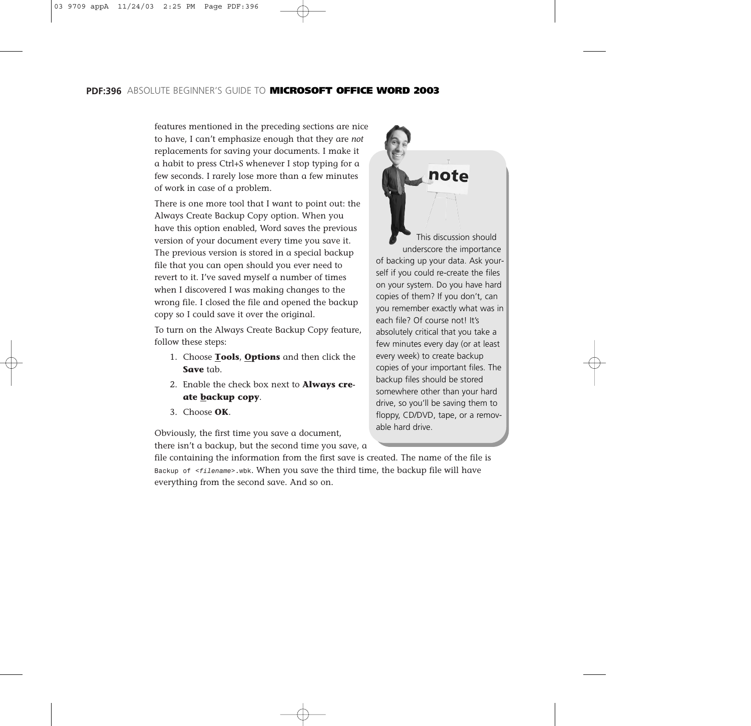features mentioned in the preceding sections are nice to have, I can't emphasize enough that they are *not* replacements for saving your documents. I make it a habit to press Ctrl+S whenever I stop typing for a few seconds. I rarely lose more than a few minutes of work in case of a problem.

There is one more tool that I want to point out: the Always Create Backup Copy option. When you have this option enabled, Word saves the previous version of your document every time you save it. The previous version is stored in a special backup file that you can open should you ever need to revert to it. I've saved myself a number of times when I discovered I was making changes to the wrong file. I closed the file and opened the backup copy so I could save it over the original.

To turn on the Always Create Backup Copy feature, follow these steps:

1. Choose **Tools**, **Options** and then click the **Save** tab.
2. Enable the check box next to ***Always create backup copy***.
3. Choose **OK**.

Obviously, the first time you save a document, there isn't a backup, but the second time you save, a file containing the information from the first save is created. The name of the file is `Backup of <filename>.wbk`. When you save the third time, the backup file will have everything from the second save. And so on.

> **note**
>
> This discussion should underscore the importance of backing up your data. Ask yourself if you could re-create the files on your system. Do you have hard copies of them? If you don't, can you remember exactly what was in each file? Of course not! It's absolutely critical that you take a few minutes every day (or at least every week) to create backup copies of your important files. The backup files should be stored somewhere other than your hard drive, so you'll be saving them to floppy, CD/DVD, tape, or a removable hard drive.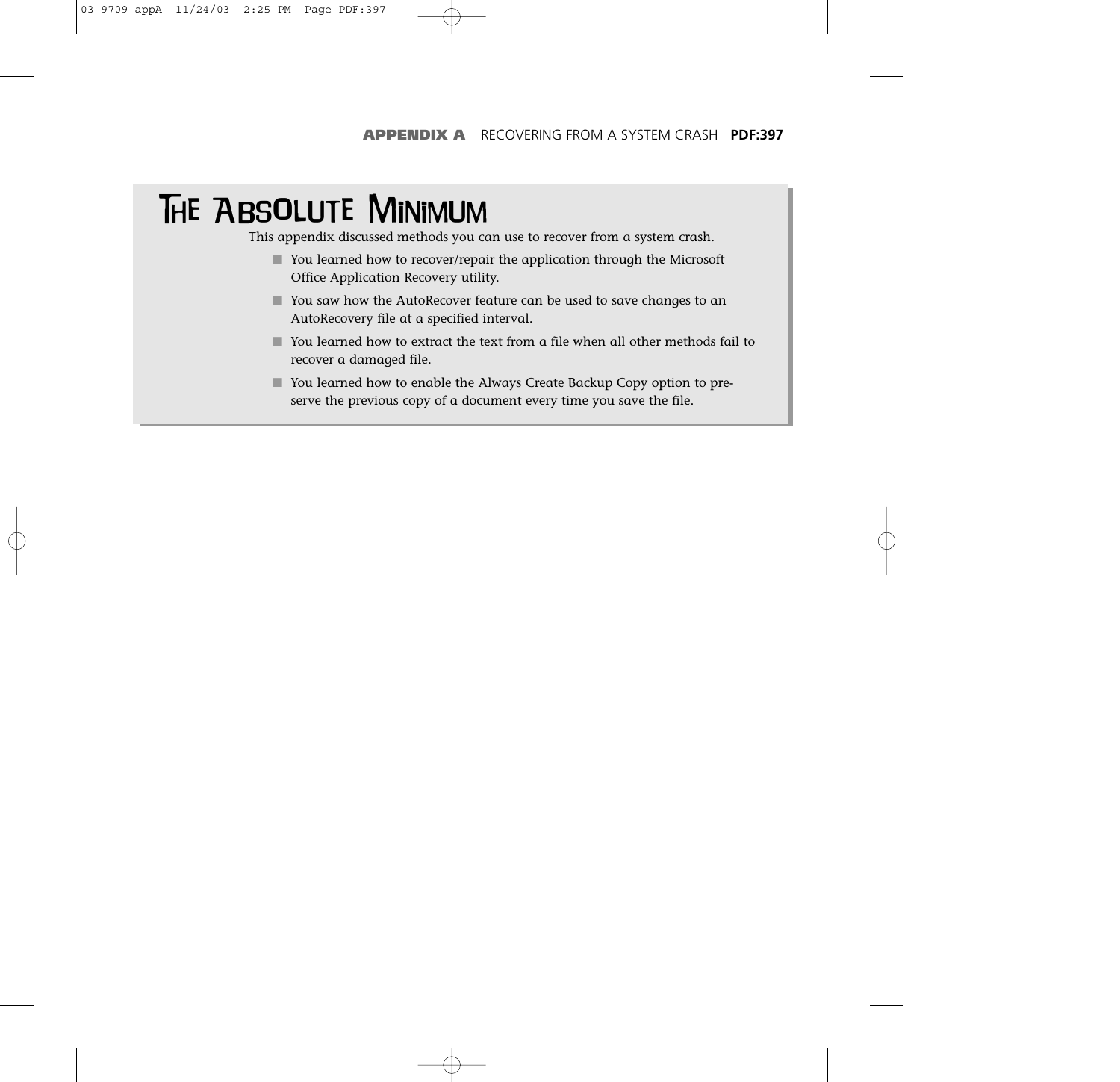## The Absolute Minimum

This appendix discussed methods you can use to recover from a system crash.

- You learned how to recover/repair the application through the Microsoft Office Application Recovery utility.
- You saw how the AutoRecover feature can be used to save changes to an AutoRecovery file at a specified interval.
- You learned how to extract the text from a file when all other methods fail to recover a damaged file.
- You learned how to enable the Always Create Backup Copy option to preserve the previous copy of a document every time you save the file.